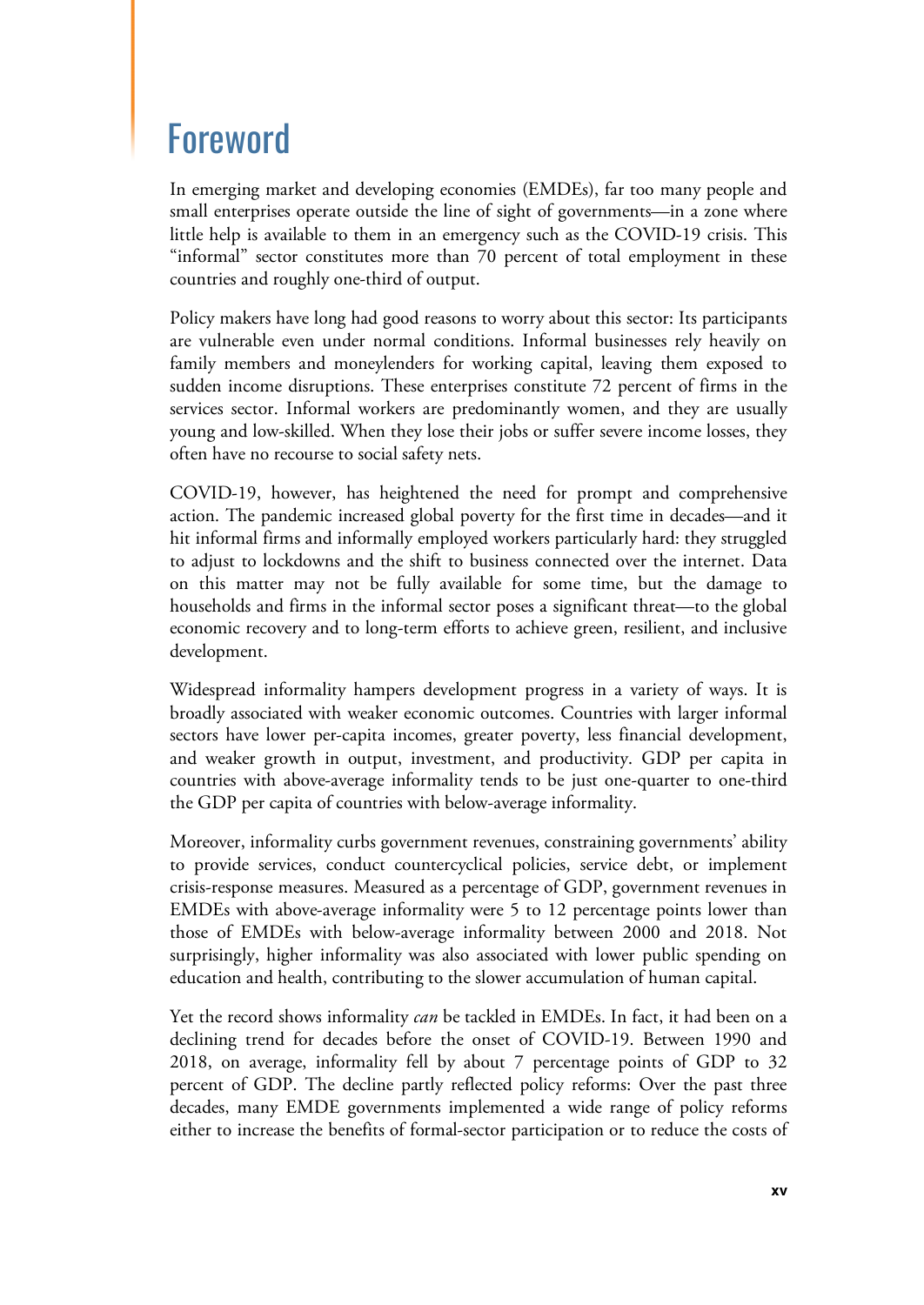# Foreword

In emerging market and developing economies (EMDEs), far too many people and small enterprises operate outside the line of sight of governments—in a zone where little help is available to them in an emergency such as the COVID-19 crisis. This "informal" sector constitutes more than 70 percent of total employment in these countries and roughly one-third of output.

Policy makers have long had good reasons to worry about this sector: Its participants are vulnerable even under normal conditions. Informal businesses rely heavily on family members and moneylenders for working capital, leaving them exposed to sudden income disruptions. These enterprises constitute 72 percent of firms in the services sector. Informal workers are predominantly women, and they are usually young and low-skilled. When they lose their jobs or suffer severe income losses, they often have no recourse to social safety nets.

COVID-19, however, has heightened the need for prompt and comprehensive action. The pandemic increased global poverty for the first time in decades—and it hit informal firms and informally employed workers particularly hard: they struggled to adjust to lockdowns and the shift to business connected over the internet. Data on this matter may not be fully available for some time, but the damage to households and firms in the informal sector poses a significant threat—to the global economic recovery and to long-term efforts to achieve green, resilient, and inclusive development.

Widespread informality hampers development progress in a variety of ways. It is broadly associated with weaker economic outcomes. Countries with larger informal sectors have lower per-capita incomes, greater poverty, less financial development, and weaker growth in output, investment, and productivity. GDP per capita in countries with above-average informality tends to be just one-quarter to one-third the GDP per capita of countries with below-average informality.

Moreover, informality curbs government revenues, constraining governments' ability to provide services, conduct countercyclical policies, service debt, or implement crisis-response measures. Measured as a percentage of GDP, government revenues in EMDEs with above-average informality were 5 to 12 percentage points lower than those of EMDEs with below-average informality between 2000 and 2018. Not surprisingly, higher informality was also associated with lower public spending on education and health, contributing to the slower accumulation of human capital.

Yet the record shows informality *can* be tackled in EMDEs. In fact, it had been on a declining trend for decades before the onset of COVID-19. Between 1990 and 2018, on average, informality fell by about 7 percentage points of GDP to 32 percent of GDP. The decline partly reflected policy reforms: Over the past three decades, many EMDE governments implemented a wide range of policy reforms either to increase the benefits of formal-sector participation or to reduce the costs of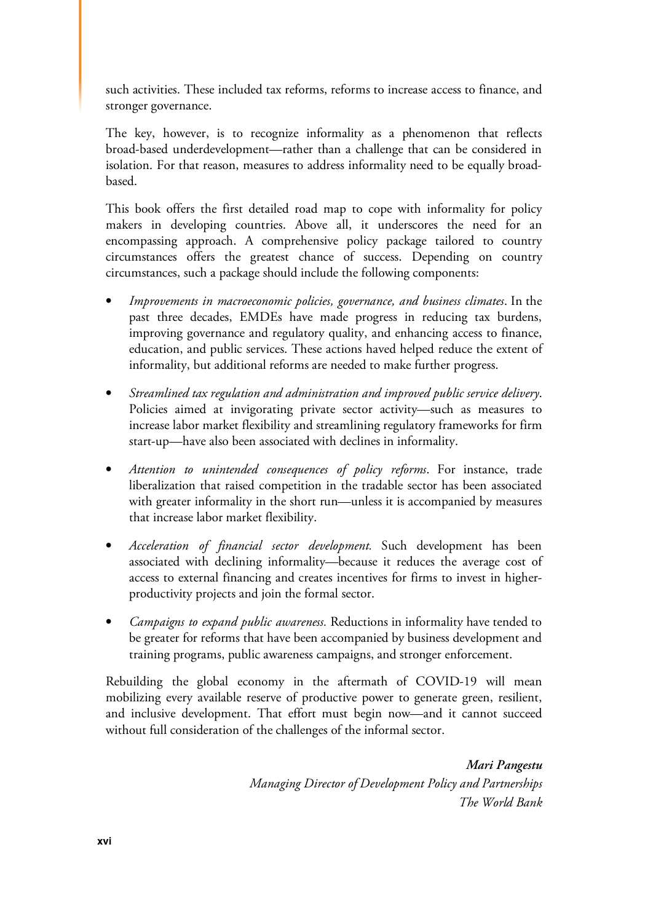such activities. These included tax reforms, reforms to increase access to finance, and stronger governance.

The key, however, is to recognize informality as a phenomenon that reflects broad-based underdevelopment—rather than a challenge that can be considered in isolation. For that reason, measures to address informality need to be equally broad-based.

This book offers the first detailed road map to cope with informality for policy makers in developing countries. Above all, it underscores the need for an encompassing approach. A comprehensive policy package tailored to country circumstances offers the greatest chance of success. Depending on country circumstances, such a package should include the following components:

- *Improvements in macroeconomic policies, governance, and business climates*. In the past three decades, EMDEs have made progress in reducing tax burdens, improving governance and regulatory quality, and enhancing access to finance, education, and public services. These actions haved helped reduce the extent of informality, but additional reforms are needed to make further progress.

- *Streamlined tax regulation and administration and improved public service delivery*. Policies aimed at invigorating private sector activity—such as measures to increase labor market flexibility and streamlining regulatory frameworks for firm start-up—have also been associated with declines in informality.

- *Attention to unintended consequences of policy reforms*. For instance, trade liberalization that raised competition in the tradable sector has been associated with greater informality in the short run—unless it is accompanied by measures that increase labor market flexibility.

- *Acceleration of financial sector development.* Such development has been associated with declining informality—because it reduces the average cost of access to external financing and creates incentives for firms to invest in higher-productivity projects and join the formal sector.

- *Campaigns to expand public awareness.* Reductions in informality have tended to be greater for reforms that have been accompanied by business development and training programs, public awareness campaigns, and stronger enforcement.

Rebuilding the global economy in the aftermath of COVID-19 will mean mobilizing every available reserve of productive power to generate green, resilient, and inclusive development. That effort must begin now—and it cannot succeed without full consideration of the challenges of the informal sector.

***Mari Pangestu***
*Managing Director of Development Policy and Partnerships*
*The World Bank*